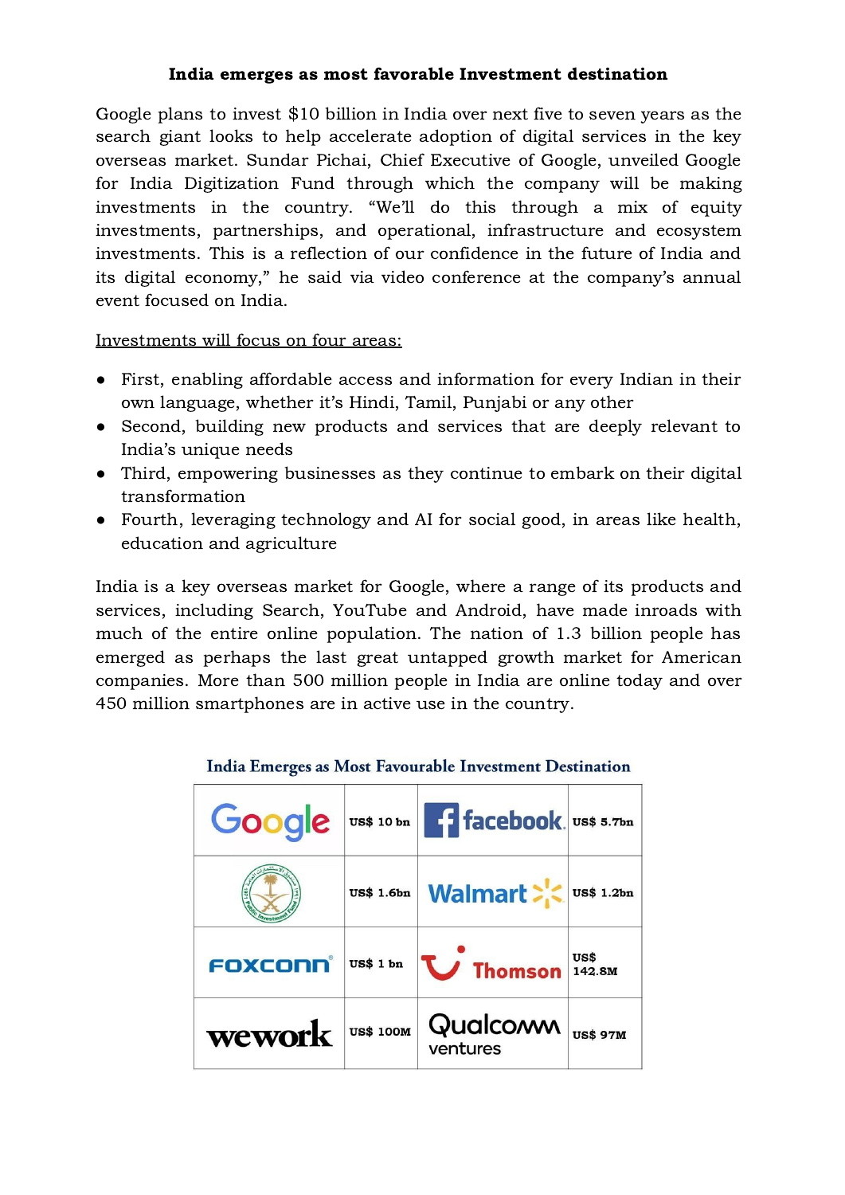**India emerges as most favorable Investment destination**

Google plans to invest $10 billion in India over next five to seven years as the search giant looks to help accelerate adoption of digital services in the key overseas market. Sundar Pichai, Chief Executive of Google, unveiled Google for India Digitization Fund through which the company will be making investments in the country. "We'll do this through a mix of equity investments, partnerships, and operational, infrastructure and ecosystem investments. This is a reflection of our confidence in the future of India and its digital economy," he said via video conference at the company's annual event focused on India.

Investments will focus on four areas:

- First, enabling affordable access and information for every Indian in their own language, whether it's Hindi, Tamil, Punjabi or any other
- Second, building new products and services that are deeply relevant to India's unique needs
- Third, empowering businesses as they continue to embark on their digital transformation
- Fourth, leveraging technology and AI for social good, in areas like health, education and agriculture

India is a key overseas market for Google, where a range of its products and services, including Search, YouTube and Android, have made inroads with much of the entire online population. The nation of 1.3 billion people has emerged as perhaps the last great untapped growth market for American companies. More than 500 million people in India are online today and over 450 million smartphones are in active use in the country.

**India Emerges as Most Favourable Investment Destination**

| | | | |
|---|---|---|---|
| Google | US$ 10 bn | facebook | US$ 5.7bn |
| Public Investment Fund | US$ 1.6bn | Walmart | US$ 1.2bn |
| FOXCONN | US$ 1 bn | Thomson | US$ 142.8M |
| wework | US$ 100M | Qualcomm ventures | US$ 97M |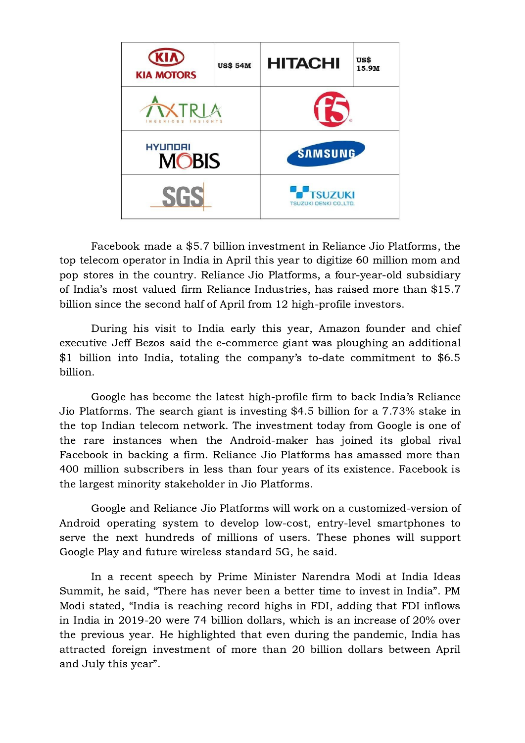| | | | |
|---|---|---|---|
| KIA MOTORS | US$ 54M | HITACHI | US$ 15.9M |
| AXTRIA INGENIOUS INSIGHTS | | f5 | |
| HYUNDAI MOBIS | | SAMSUNG | |
| SGS | | TSUZUKI TSUZUKI DENKI CO.,LTD. | |

Facebook made a $5.7 billion investment in Reliance Jio Platforms, the top telecom operator in India in April this year to digitize 60 million mom and pop stores in the country. Reliance Jio Platforms, a four-year-old subsidiary of India's most valued firm Reliance Industries, has raised more than $15.7 billion since the second half of April from 12 high-profile investors.

During his visit to India early this year, Amazon founder and chief executive Jeff Bezos said the e-commerce giant was ploughing an additional $1 billion into India, totaling the company's to-date commitment to $6.5 billion.

Google has become the latest high-profile firm to back India's Reliance Jio Platforms. The search giant is investing $4.5 billion for a 7.73% stake in the top Indian telecom network. The investment today from Google is one of the rare instances when the Android-maker has joined its global rival Facebook in backing a firm. Reliance Jio Platforms has amassed more than 400 million subscribers in less than four years of its existence. Facebook is the largest minority stakeholder in Jio Platforms.

Google and Reliance Jio Platforms will work on a customized-version of Android operating system to develop low-cost, entry-level smartphones to serve the next hundreds of millions of users. These phones will support Google Play and future wireless standard 5G, he said.

In a recent speech by Prime Minister Narendra Modi at India Ideas Summit, he said, "There has never been a better time to invest in India". PM Modi stated, "India is reaching record highs in FDI, adding that FDI inflows in India in 2019-20 were 74 billion dollars, which is an increase of 20% over the previous year. He highlighted that even during the pandemic, India has attracted foreign investment of more than 20 billion dollars between April and July this year".